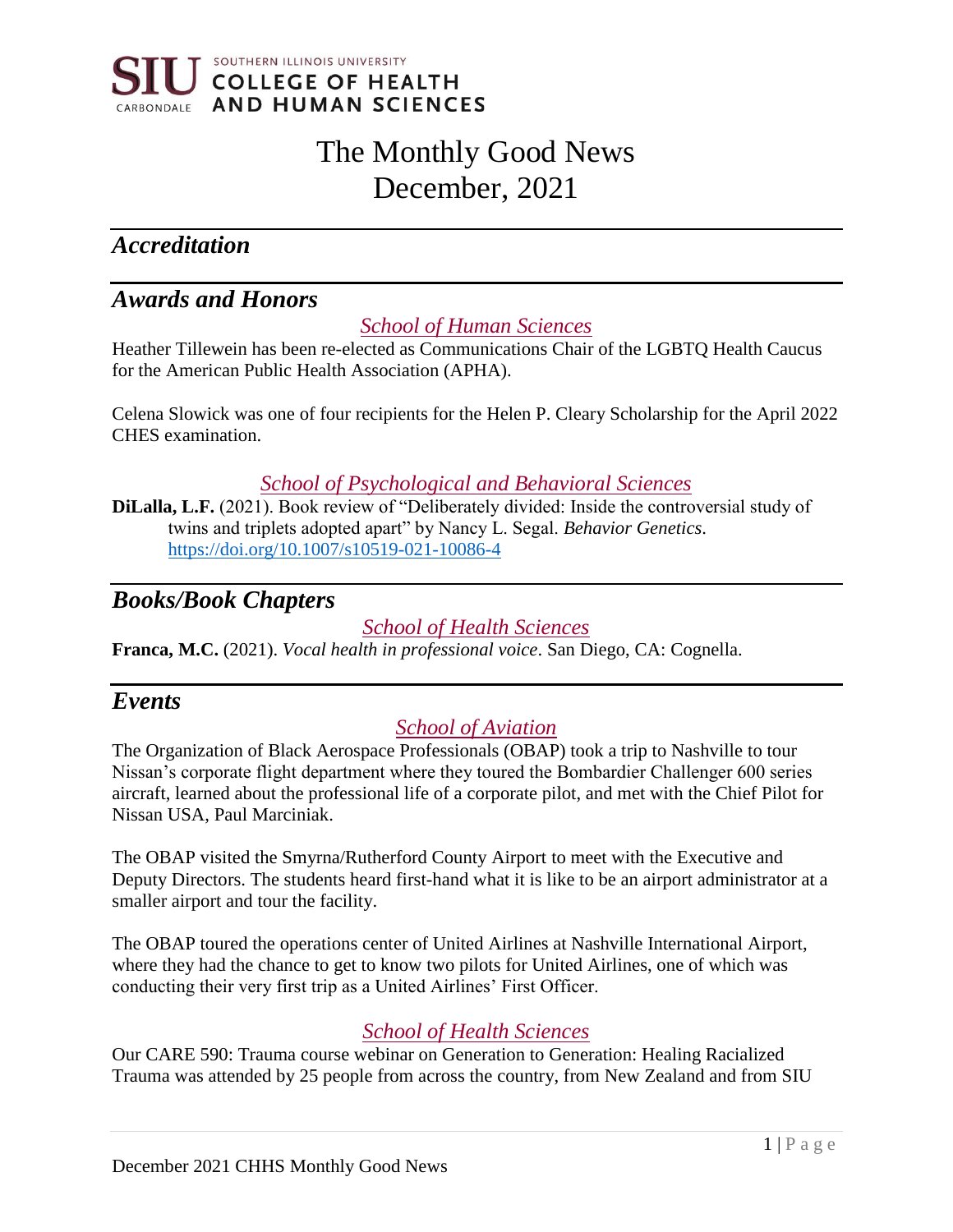SOUTHERN ILLINOIS UNIVERSITY
**SIU** CARBONDALE **COLLEGE OF HEALTH AND HUMAN SCIENCES**

# The Monthly Good News
# December, 2021

## *Accreditation*

## *Awards and Honors*

### *School of Human Sciences*

Heather Tillewein has been re-elected as Communications Chair of the LGBTQ Health Caucus for the American Public Health Association (APHA).

Celena Slowick was one of four recipients for the Helen P. Cleary Scholarship for the April 2022 CHES examination.

### *School of Psychological and Behavioral Sciences*

**DiLalla, L.F.** (2021). Book review of "Deliberately divided: Inside the controversial study of twins and triplets adopted apart" by Nancy L. Segal. *Behavior Genetics*. https://doi.org/10.1007/s10519-021-10086-4

## *Books/Book Chapters*

### *School of Health Sciences*

**Franca, M.C.** (2021). *Vocal health in professional voice*. San Diego, CA: Cognella.

## *Events*

### *School of Aviation*

The Organization of Black Aerospace Professionals (OBAP) took a trip to Nashville to tour Nissan's corporate flight department where they toured the Bombardier Challenger 600 series aircraft, learned about the professional life of a corporate pilot, and met with the Chief Pilot for Nissan USA, Paul Marciniak.

The OBAP visited the Smyrna/Rutherford County Airport to meet with the Executive and Deputy Directors. The students heard first-hand what it is like to be an airport administrator at a smaller airport and tour the facility.

The OBAP toured the operations center of United Airlines at Nashville International Airport, where they had the chance to get to know two pilots for United Airlines, one of which was conducting their very first trip as a United Airlines' First Officer.

### *School of Health Sciences*

Our CARE 590: Trauma course webinar on Generation to Generation: Healing Racialized Trauma was attended by 25 people from across the country, from New Zealand and from SIU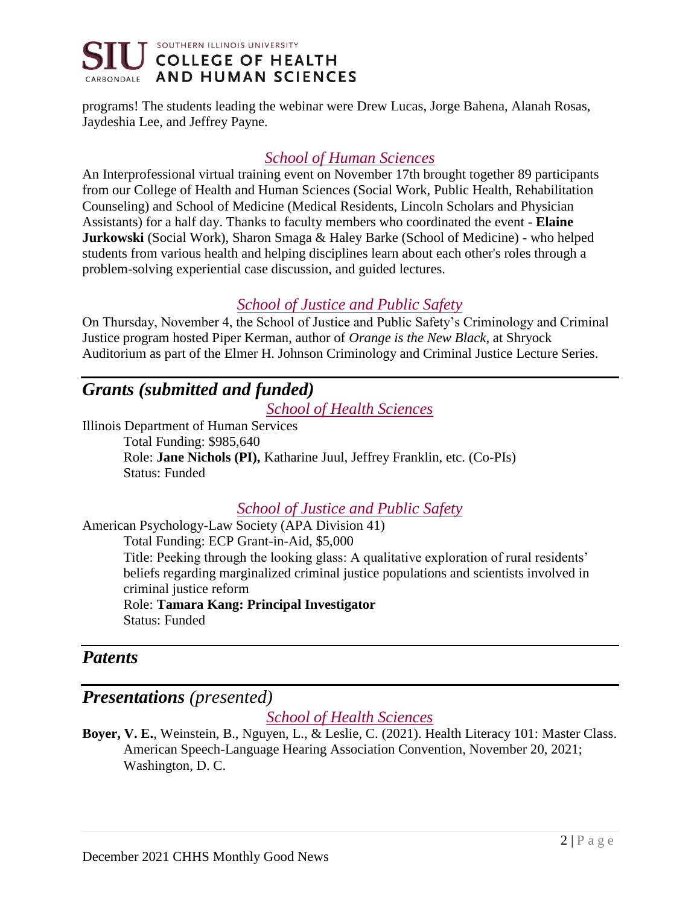programs! The students leading the webinar were Drew Lucas, Jorge Bahena, Alanah Rosas, Jaydeshia Lee, and Jeffrey Payne.

### *School of Human Sciences*

An Interprofessional virtual training event on November 17th brought together 89 participants from our College of Health and Human Sciences (Social Work, Public Health, Rehabilitation Counseling) and School of Medicine (Medical Residents, Lincoln Scholars and Physician Assistants) for a half day. Thanks to faculty members who coordinated the event - **Elaine Jurkowski** (Social Work), Sharon Smaga & Haley Barke (School of Medicine) - who helped students from various health and helping disciplines learn about each other's roles through a problem-solving experiential case discussion, and guided lectures.

### *School of Justice and Public Safety*

On Thursday, November 4, the School of Justice and Public Safety's Criminology and Criminal Justice program hosted Piper Kerman, author of *Orange is the New Black*, at Shryock Auditorium as part of the Elmer H. Johnson Criminology and Criminal Justice Lecture Series.

## *Grants (submitted and funded)*

### *School of Health Sciences*

Illinois Department of Human Services

Total Funding: $985,640

Role: **Jane Nichols (PI),** Katharine Juul, Jeffrey Franklin, etc. (Co-PIs)

Status: Funded

### *School of Justice and Public Safety*

American Psychology-Law Society (APA Division 41)

Total Funding: ECP Grant-in-Aid, $5,000

Title: Peeking through the looking glass: A qualitative exploration of rural residents' beliefs regarding marginalized criminal justice populations and scientists involved in criminal justice reform

Role: **Tamara Kang: Principal Investigator**

Status: Funded

## *Patents*

## *Presentations (presented)*

### *School of Health Sciences*

**Boyer, V. E.**, Weinstein, B., Nguyen, L., & Leslie, C. (2021). Health Literacy 101: Master Class. American Speech-Language Hearing Association Convention, November 20, 2021; Washington, D. C.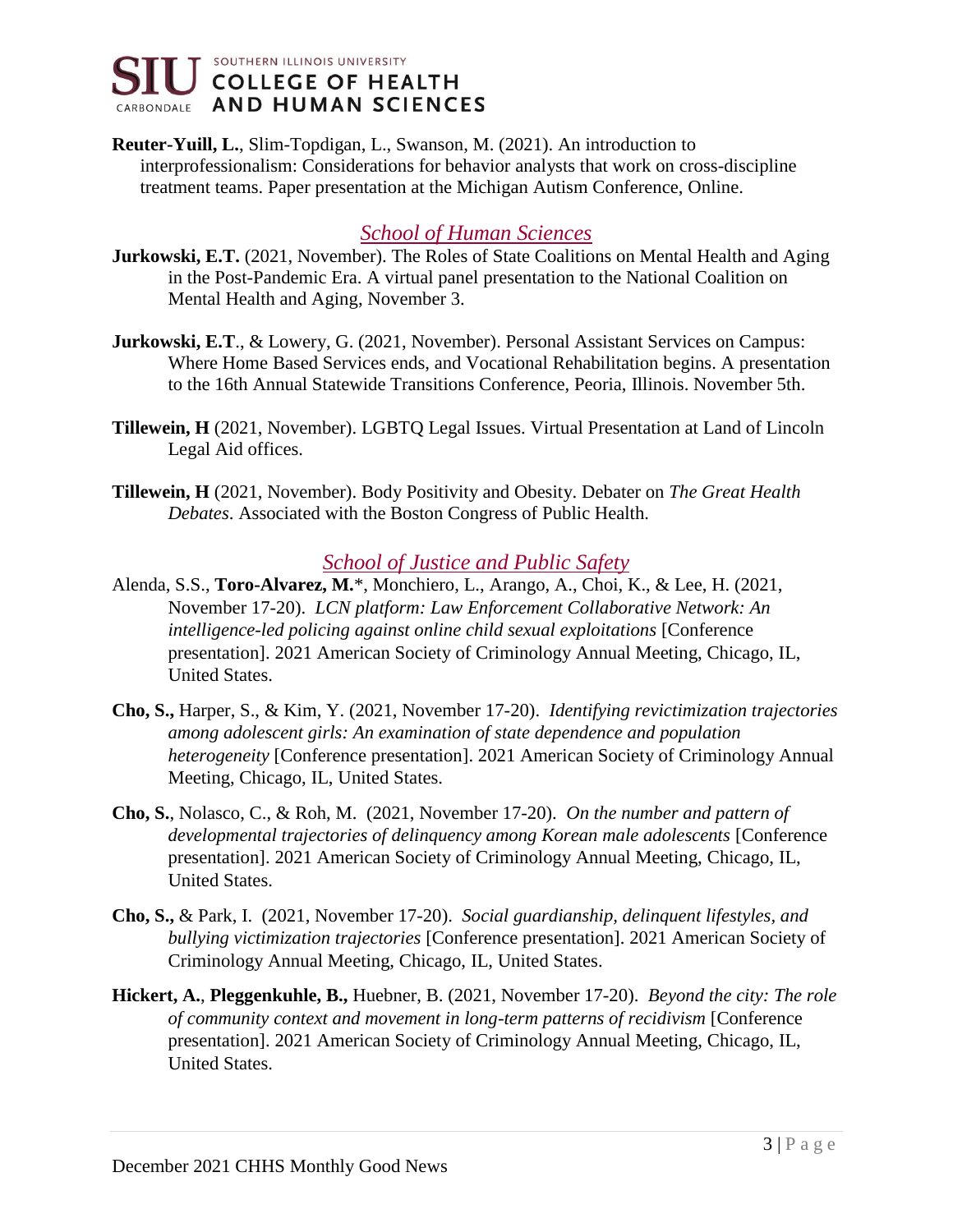**Reuter-Yuill, L.**, Slim-Topdigan, L., Swanson, M. (2021). An introduction to interprofessionalism: Considerations for behavior analysts that work on cross-discipline treatment teams. Paper presentation at the Michigan Autism Conference, Online.

## *School of Human Sciences*

**Jurkowski, E.T.** (2021, November). The Roles of State Coalitions on Mental Health and Aging in the Post-Pandemic Era. A virtual panel presentation to the National Coalition on Mental Health and Aging, November 3.

**Jurkowski, E.T**., & Lowery, G. (2021, November). Personal Assistant Services on Campus: Where Home Based Services ends, and Vocational Rehabilitation begins. A presentation to the 16th Annual Statewide Transitions Conference, Peoria, Illinois. November 5th.

**Tillewein, H** (2021, November). LGBTQ Legal Issues. Virtual Presentation at Land of Lincoln Legal Aid offices.

**Tillewein, H** (2021, November). Body Positivity and Obesity. Debater on *The Great Health Debates*. Associated with the Boston Congress of Public Health.

## *School of Justice and Public Safety*

Alenda, S.S., **Toro-Alvarez, M.**\*, Monchiero, L., Arango, A., Choi, K., & Lee, H. (2021, November 17-20). *LCN platform: Law Enforcement Collaborative Network: An intelligence-led policing against online child sexual exploitations* [Conference presentation]. 2021 American Society of Criminology Annual Meeting, Chicago, IL, United States.

**Cho, S.,** Harper, S., & Kim, Y. (2021, November 17-20). *Identifying revictimization trajectories among adolescent girls: An examination of state dependence and population heterogeneity* [Conference presentation]. 2021 American Society of Criminology Annual Meeting, Chicago, IL, United States.

**Cho, S.**, Nolasco, C., & Roh, M. (2021, November 17-20). *On the number and pattern of developmental trajectories of delinquency among Korean male adolescents* [Conference presentation]. 2021 American Society of Criminology Annual Meeting, Chicago, IL, United States.

**Cho, S.,** & Park, I. (2021, November 17-20). *Social guardianship, delinquent lifestyles, and bullying victimization trajectories* [Conference presentation]. 2021 American Society of Criminology Annual Meeting, Chicago, IL, United States.

**Hickert, A.**, **Pleggenkuhle, B.,** Huebner, B. (2021, November 17-20). *Beyond the city: The role of community context and movement in long-term patterns of recidivism* [Conference presentation]. 2021 American Society of Criminology Annual Meeting, Chicago, IL, United States.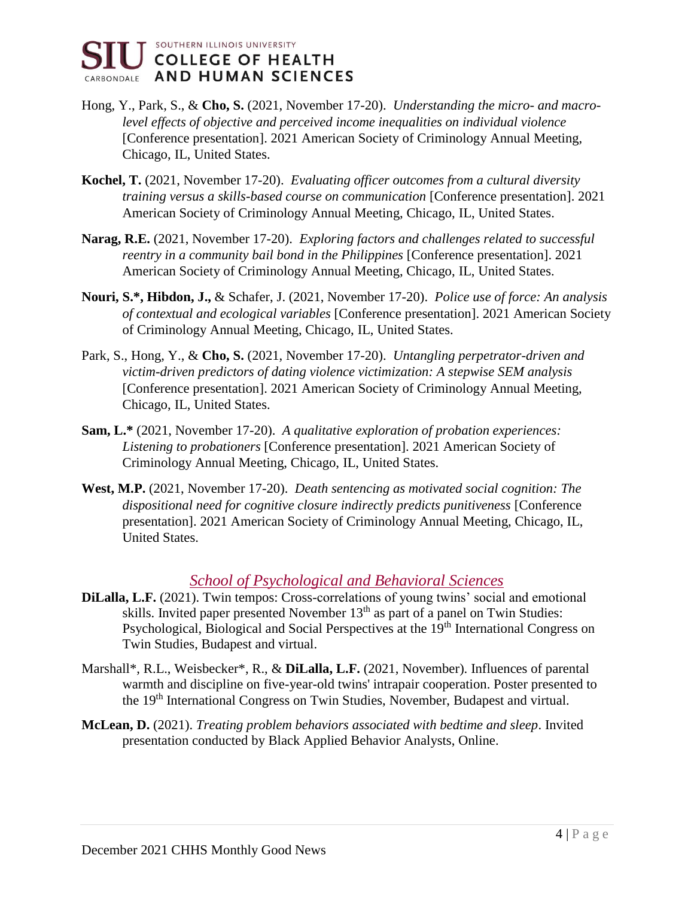Hong, Y., Park, S., & **Cho, S.** (2021, November 17-20). *Understanding the micro- and macro-level effects of objective and perceived income inequalities on individual violence* [Conference presentation]. 2021 American Society of Criminology Annual Meeting, Chicago, IL, United States.

**Kochel, T.** (2021, November 17-20). *Evaluating officer outcomes from a cultural diversity training versus a skills-based course on communication* [Conference presentation]. 2021 American Society of Criminology Annual Meeting, Chicago, IL, United States.

**Narag, R.E.** (2021, November 17-20). *Exploring factors and challenges related to successful reentry in a community bail bond in the Philippines* [Conference presentation]. 2021 American Society of Criminology Annual Meeting, Chicago, IL, United States.

**Nouri, S.\*, Hibdon, J.,** & Schafer, J. (2021, November 17-20). *Police use of force: An analysis of contextual and ecological variables* [Conference presentation]. 2021 American Society of Criminology Annual Meeting, Chicago, IL, United States.

Park, S., Hong, Y., & **Cho, S.** (2021, November 17-20). *Untangling perpetrator-driven and victim-driven predictors of dating violence victimization: A stepwise SEM analysis* [Conference presentation]. 2021 American Society of Criminology Annual Meeting, Chicago, IL, United States.

**Sam, L.\*** (2021, November 17-20). *A qualitative exploration of probation experiences: Listening to probationers* [Conference presentation]. 2021 American Society of Criminology Annual Meeting, Chicago, IL, United States.

**West, M.P.** (2021, November 17-20). *Death sentencing as motivated social cognition: The dispositional need for cognitive closure indirectly predicts punitiveness* [Conference presentation]. 2021 American Society of Criminology Annual Meeting, Chicago, IL, United States.

## *School of Psychological and Behavioral Sciences*

**DiLalla, L.F.** (2021). Twin tempos: Cross-correlations of young twins' social and emotional skills. Invited paper presented November 13th as part of a panel on Twin Studies: Psychological, Biological and Social Perspectives at the 19th International Congress on Twin Studies, Budapest and virtual.

Marshall\*, R.L., Weisbecker\*, R., & **DiLalla, L.F.** (2021, November). Influences of parental warmth and discipline on five-year-old twins' intrapair cooperation. Poster presented to the 19th International Congress on Twin Studies, November, Budapest and virtual.

**McLean, D.** (2021). *Treating problem behaviors associated with bedtime and sleep*. Invited presentation conducted by Black Applied Behavior Analysts, Online.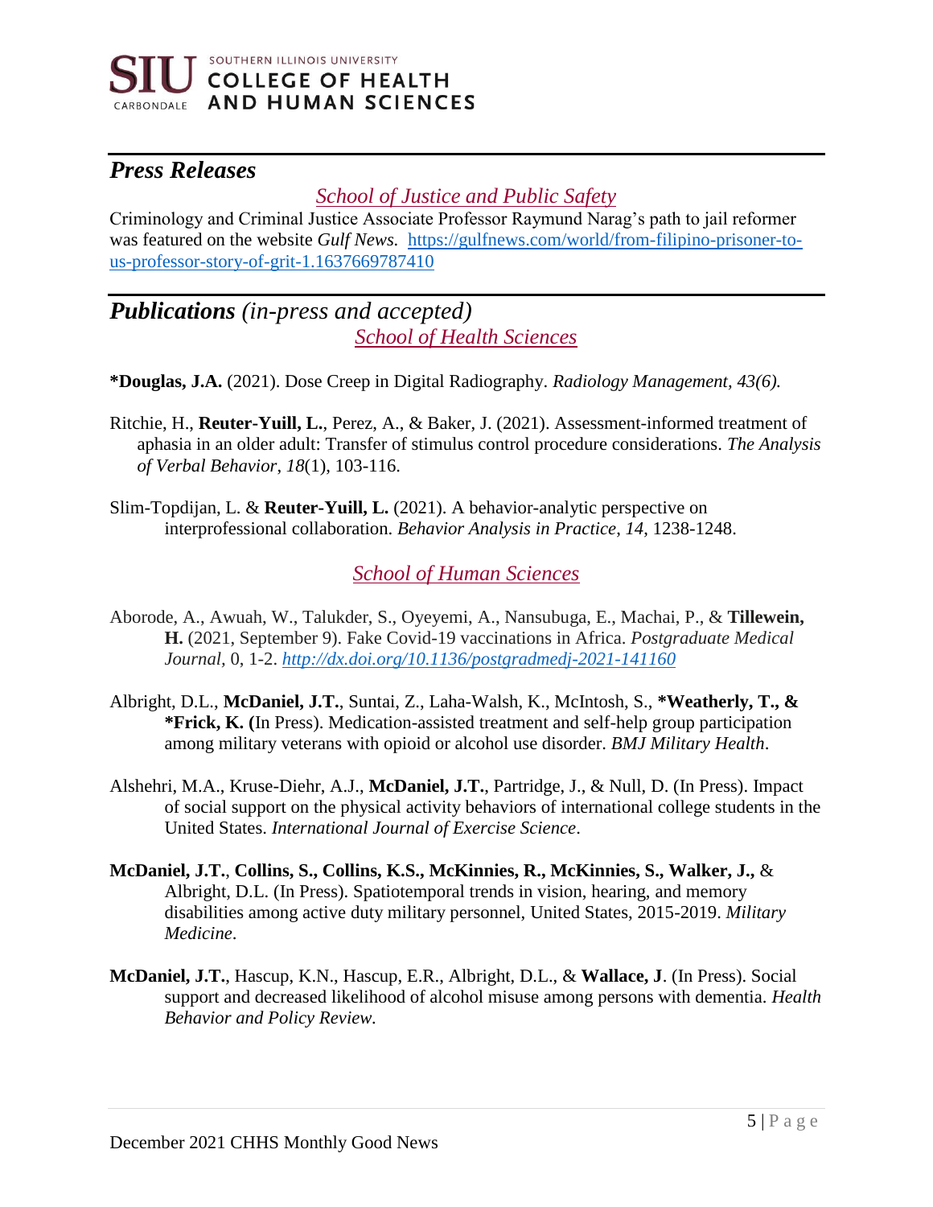## *Press Releases*

### *School of Justice and Public Safety*

Criminology and Criminal Justice Associate Professor Raymund Narag's path to jail reformer was featured on the website *Gulf News.* https://gulfnews.com/world/from-filipino-prisoner-to-us-professor-story-of-grit-1.1637669787410

## *Publications (in-press and accepted)*

### *School of Health Sciences*

**\*Douglas, J.A.** (2021). Dose Creep in Digital Radiography. *Radiology Management, 43(6).*

Ritchie, H., **Reuter-Yuill, L.**, Perez, A., & Baker, J. (2021). Assessment-informed treatment of aphasia in an older adult: Transfer of stimulus control procedure considerations. *The Analysis of Verbal Behavior*, *18*(1), 103-116.

Slim-Topdijan, L. & **Reuter-Yuill, L.** (2021). A behavior-analytic perspective on interprofessional collaboration. *Behavior Analysis in Practice*, *14*, 1238-1248.

### *School of Human Sciences*

Aborode, A., Awuah, W., Talukder, S., Oyeyemi, A., Nansubuga, E., Machai, P., & **Tillewein, H.** (2021, September 9). Fake Covid-19 vaccinations in Africa. *Postgraduate Medical Journal*, 0, 1-2. *http://dx.doi.org/10.1136/postgradmedj-2021-141160*

Albright, D.L., **McDaniel, J.T.**, Suntai, Z., Laha-Walsh, K., McIntosh, S., **\*Weatherly, T., & \*Frick, K. (**In Press). Medication-assisted treatment and self-help group participation among military veterans with opioid or alcohol use disorder. *BMJ Military Health*.

Alshehri, M.A., Kruse-Diehr, A.J., **McDaniel, J.T.**, Partridge, J., & Null, D. (In Press). Impact of social support on the physical activity behaviors of international college students in the United States. *International Journal of Exercise Science*.

**McDaniel, J.T.**, **Collins, S., Collins, K.S., McKinnies, R., McKinnies, S., Walker, J.,** & Albright, D.L. (In Press). Spatiotemporal trends in vision, hearing, and memory disabilities among active duty military personnel, United States, 2015-2019. *Military Medicine*.

**McDaniel, J.T.**, Hascup, K.N., Hascup, E.R., Albright, D.L., & **Wallace, J**. (In Press). Social support and decreased likelihood of alcohol misuse among persons with dementia. *Health Behavior and Policy Review.*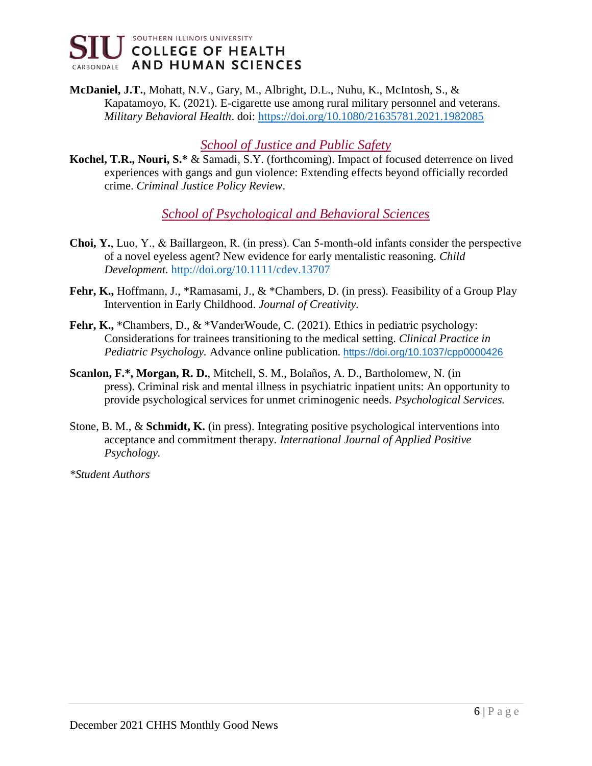**McDaniel, J.T.**, Mohatt, N.V., Gary, M., Albright, D.L., Nuhu, K., McIntosh, S., & Kapatamoyo, K. (2021). E-cigarette use among rural military personnel and veterans. *Military Behavioral Health*. doi: https://doi.org/10.1080/21635781.2021.1982085

## *School of Justice and Public Safety*

**Kochel, T.R., Nouri, S.*** & Samadi, S.Y. (forthcoming). Impact of focused deterrence on lived experiences with gangs and gun violence: Extending effects beyond officially recorded crime. *Criminal Justice Policy Review*.

## *School of Psychological and Behavioral Sciences*

**Choi, Y.**, Luo, Y., & Baillargeon, R. (in press). Can 5-month-old infants consider the perspective of a novel eyeless agent? New evidence for early mentalistic reasoning. *Child Development.* http://doi.org/10.1111/cdev.13707

**Fehr, K.,** Hoffmann, J., *Ramasami, J., & *Chambers, D. (in press). Feasibility of a Group Play Intervention in Early Childhood. *Journal of Creativity.*

**Fehr, K.,** *Chambers, D., & *VanderWoude, C. (2021). Ethics in pediatric psychology: Considerations for trainees transitioning to the medical setting. *Clinical Practice in Pediatric Psychology.* Advance online publication. https://doi.org/10.1037/cpp0000426

**Scanlon, F.*, Morgan, R. D.**, Mitchell, S. M., Bolaños, A. D., Bartholomew, N. (in press). Criminal risk and mental illness in psychiatric inpatient units: An opportunity to provide psychological services for unmet criminogenic needs. *Psychological Services.*

Stone, B. M., & **Schmidt, K.** (in press). Integrating positive psychological interventions into acceptance and commitment therapy. *International Journal of Applied Positive Psychology.*

**Student Authors*